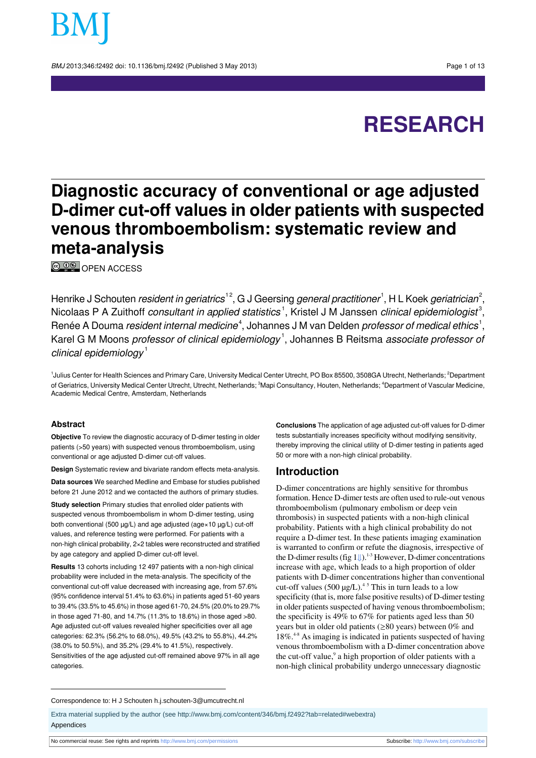# RESEARCH

# Diagnostic accuracy of conventional or age adjusted D-dimer cut-off values in older patients with suspected venous thromboembolism: systematic review and meta-analysis

OPEN ACCESS

Henrike J Schouten *resident in geriatrics*[1,2], G J Geersing *general practitioner*[1], H L Koek *geriatrician*[2], Nicolaas P A Zuithoff *consultant in applied statistics*[1], Kristel J M Janssen *clinical epidemiologist*[3], Renée A Douma *resident internal medicine*[4], Johannes J M van Delden *professor of medical ethics*[1], Karel G M Moons *professor of clinical epidemiology*[1], Johannes B Reitsma *associate professor of clinical epidemiology*[1]

[1]Julius Center for Health Sciences and Primary Care, University Medical Center Utrecht, PO Box 85500, 3508GA Utrecht, Netherlands; [2]Department of Geriatrics, University Medical Center Utrecht, Utrecht, Netherlands; [3]Mapi Consultancy, Houten, Netherlands; [4]Department of Vascular Medicine, Academic Medical Centre, Amsterdam, Netherlands

## Abstract

**Objective** To review the diagnostic accuracy of D-dimer testing in older patients (>50 years) with suspected venous thromboembolism, using conventional or age adjusted D-dimer cut-off values.

**Design** Systematic review and bivariate random effects meta-analysis.

**Data sources** We searched Medline and Embase for studies published before 21 June 2012 and we contacted the authors of primary studies.

**Study selection** Primary studies that enrolled older patients with suspected venous thromboembolism in whom D-dimer testing, using both conventional (500 µg/L) and age adjusted (age×10 µg/L) cut-off values, and reference testing were performed. For patients with a non-high clinical probability, 2×2 tables were reconstructed and stratified by age category and applied D-dimer cut-off level.

**Results** 13 cohorts including 12 497 patients with a non-high clinical probability were included in the meta-analysis. The specificity of the conventional cut-off value decreased with increasing age, from 57.6% (95% confidence interval 51.4% to 63.6%) in patients aged 51-60 years to 39.4% (33.5% to 45.6%) in those aged 61-70, 24.5% (20.0% to 29.7% in those aged 71-80, and 14.7% (11.3% to 18.6%) in those aged >80. Age adjusted cut-off values revealed higher specificities over all age categories: 62.3% (56.2% to 68.0%), 49.5% (43.2% to 55.8%), 44.2% (38.0% to 50.5%), and 35.2% (29.4% to 41.5%), respectively. Sensitivities of the age adjusted cut-off remained above 97% in all age categories.

**Conclusions** The application of age adjusted cut-off values for D-dimer tests substantially increases specificity without modifying sensitivity, thereby improving the clinical utility of D-dimer testing in patients aged 50 or more with a non-high clinical probability.

## Introduction

D-dimer concentrations are highly sensitive for thrombus formation. Hence D-dimer tests are often used to rule-out venous thromboembolism (pulmonary embolism or deep vein thrombosis) in suspected patients with a non-high clinical probability. Patients with a high clinical probability do not require a D-dimer test. In these patients imaging examination is warranted to confirm or refute the diagnosis, irrespective of the D-dimer results (fig 1).[1-3] However, D-dimer concentrations increase with age, which leads to a high proportion of older patients with D-dimer concentrations higher than conventional cut-off values (500 µg/L).[4,5] This in turn leads to a low specificity (that is, more false positive results) of D-dimer testing in older patients suspected of having venous thromboembolism; the specificity is 49% to 67% for patients aged less than 50 years but in older old patients (≥80 years) between 0% and 18%.[4-8] As imaging is indicated in patients suspected of having venous thromboembolism with a D-dimer concentration above the cut-off value,[9] a high proportion of older patients with a non-high clinical probability undergo unnecessary diagnostic

Correspondence to: H J Schouten h.j.schouten-3@umcutrecht.nl

Extra material supplied by the author (see http://www.bmj.com/content/346/bmj.f2492?tab=related#webextra)

Appendices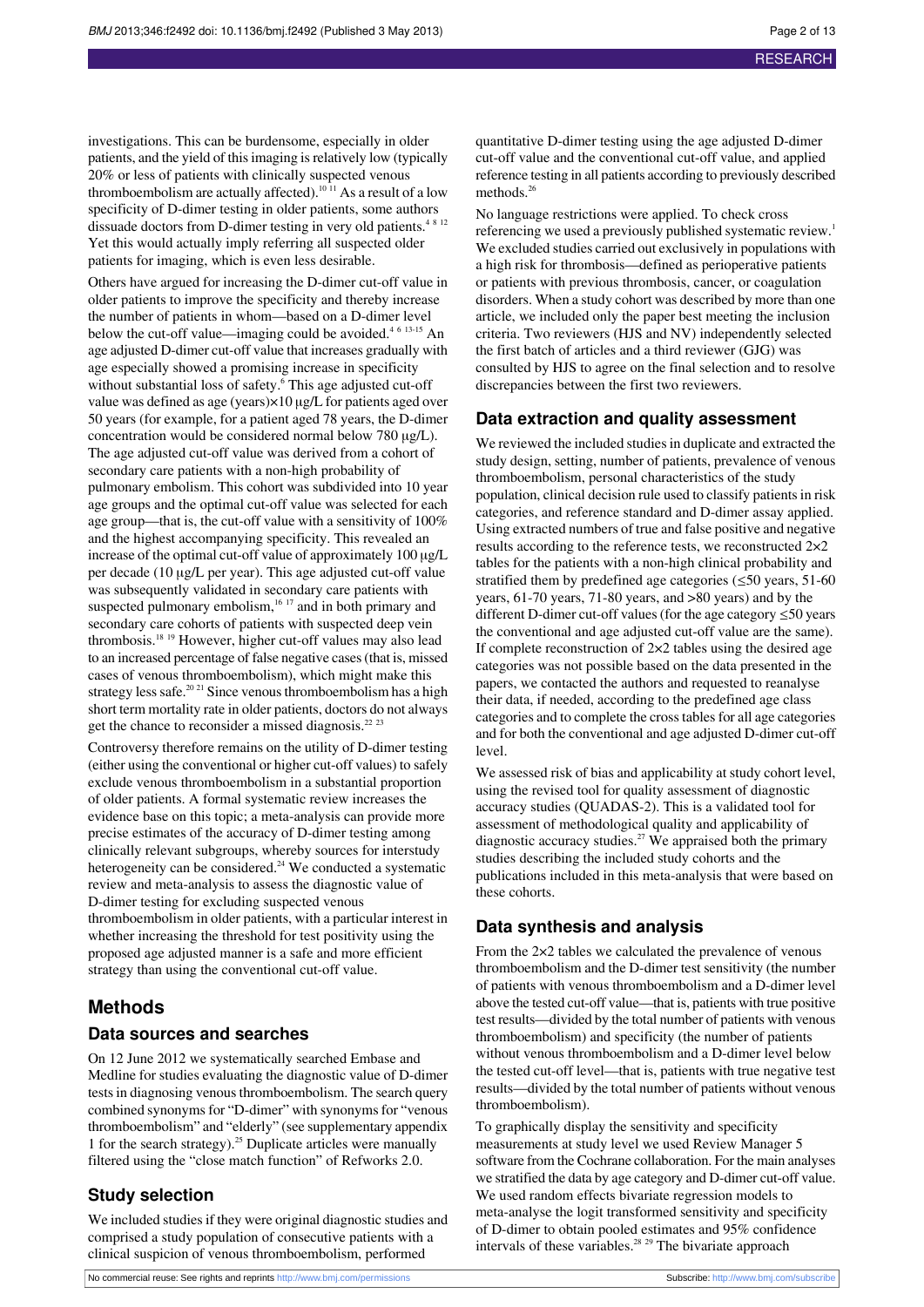investigations. This can be burdensome, especially in older patients, and the yield of this imaging is relatively low (typically 20% or less of patients with clinically suspected venous thromboembolism are actually affected).[10 11] As a result of a low specificity of D-dimer testing in older patients, some authors dissuade doctors from D-dimer testing in very old patients.[4 8 12] Yet this would actually imply referring all suspected older patients for imaging, which is even less desirable.

Others have argued for increasing the D-dimer cut-off value in older patients to improve the specificity and thereby increase the number of patients in whom—based on a D-dimer level below the cut-off value—imaging could be avoided.[4 6 13-15] An age adjusted D-dimer cut-off value that increases gradually with age especially showed a promising increase in specificity without substantial loss of safety.[6] This age adjusted cut-off value was defined as age (years)×10 µg/L for patients aged over 50 years (for example, for a patient aged 78 years, the D-dimer concentration would be considered normal below 780 µg/L). The age adjusted cut-off value was derived from a cohort of secondary care patients with a non-high probability of pulmonary embolism. This cohort was subdivided into 10 year age groups and the optimal cut-off value was selected for each age group—that is, the cut-off value with a sensitivity of 100% and the highest accompanying specificity. This revealed an increase of the optimal cut-off value of approximately 100 µg/L per decade (10 µg/L per year). This age adjusted cut-off value was subsequently validated in secondary care patients with suspected pulmonary embolism,[16 17] and in both primary and secondary care cohorts of patients with suspected deep vein thrombosis.[18 19] However, higher cut-off values may also lead to an increased percentage of false negative cases (that is, missed cases of venous thromboembolism), which might make this strategy less safe.[20 21] Since venous thromboembolism has a high short term mortality rate in older patients, doctors do not always get the chance to reconsider a missed diagnosis.[22 23]

Controversy therefore remains on the utility of D-dimer testing (either using the conventional or higher cut-off values) to safely exclude venous thromboembolism in a substantial proportion of older patients. A formal systematic review increases the evidence base on this topic; a meta-analysis can provide more precise estimates of the accuracy of D-dimer testing among clinically relevant subgroups, whereby sources for interstudy heterogeneity can be considered.[24] We conducted a systematic review and meta-analysis to assess the diagnostic value of D-dimer testing for excluding suspected venous thromboembolism in older patients, with a particular interest in whether increasing the threshold for test positivity using the proposed age adjusted manner is a safe and more efficient strategy than using the conventional cut-off value.

## Methods

### Data sources and searches

On 12 June 2012 we systematically searched Embase and Medline for studies evaluating the diagnostic value of D-dimer tests in diagnosing venous thromboembolism. The search query combined synonyms for "D-dimer" with synonyms for "venous thromboembolism" and "elderly" (see supplementary appendix 1 for the search strategy).[25] Duplicate articles were manually filtered using the "close match function" of Refworks 2.0.

### Study selection

We included studies if they were original diagnostic studies and comprised a study population of consecutive patients with a clinical suspicion of venous thromboembolism, performed quantitative D-dimer testing using the age adjusted D-dimer cut-off value and the conventional cut-off value, and applied reference testing in all patients according to previously described methods.[26]

No language restrictions were applied. To check cross referencing we used a previously published systematic review.[1] We excluded studies carried out exclusively in populations with a high risk for thrombosis—defined as perioperative patients or patients with previous thrombosis, cancer, or coagulation disorders. When a study cohort was described by more than one article, we included only the paper best meeting the inclusion criteria. Two reviewers (HJS and NV) independently selected the first batch of articles and a third reviewer (GJG) was consulted by HJS to agree on the final selection and to resolve discrepancies between the first two reviewers.

### Data extraction and quality assessment

We reviewed the included studies in duplicate and extracted the study design, setting, number of patients, prevalence of venous thromboembolism, personal characteristics of the study population, clinical decision rule used to classify patients in risk categories, and reference standard and D-dimer assay applied. Using extracted numbers of true and false positive and negative results according to the reference tests, we reconstructed 2×2 tables for the patients with a non-high clinical probability and stratified them by predefined age categories (≤50 years, 51-60 years, 61-70 years, 71-80 years, and >80 years) and by the different D-dimer cut-off values (for the age category ≤50 years the conventional and age adjusted cut-off value are the same). If complete reconstruction of 2×2 tables using the desired age categories was not possible based on the data presented in the papers, we contacted the authors and requested to reanalyse their data, if needed, according to the predefined age class categories and to complete the cross tables for all age categories and for both the conventional and age adjusted D-dimer cut-off level.

We assessed risk of bias and applicability at study cohort level, using the revised tool for quality assessment of diagnostic accuracy studies (QUADAS-2). This is a validated tool for assessment of methodological quality and applicability of diagnostic accuracy studies.[27] We appraised both the primary studies describing the included study cohorts and the publications included in this meta-analysis that were based on these cohorts.

### Data synthesis and analysis

From the 2×2 tables we calculated the prevalence of venous thromboembolism and the D-dimer test sensitivity (the number of patients with venous thromboembolism and a D-dimer level above the tested cut-off value—that is, patients with true positive test results—divided by the total number of patients with venous thromboembolism) and specificity (the number of patients without venous thromboembolism and a D-dimer level below the tested cut-off level—that is, patients with true negative test results—divided by the total number of patients without venous thromboembolism).

To graphically display the sensitivity and specificity measurements at study level we used Review Manager 5 software from the Cochrane collaboration. For the main analyses we stratified the data by age category and D-dimer cut-off value. We used random effects bivariate regression models to meta-analyse the logit transformed sensitivity and specificity of D-dimer to obtain pooled estimates and 95% confidence intervals of these variables.[28 29] The bivariate approach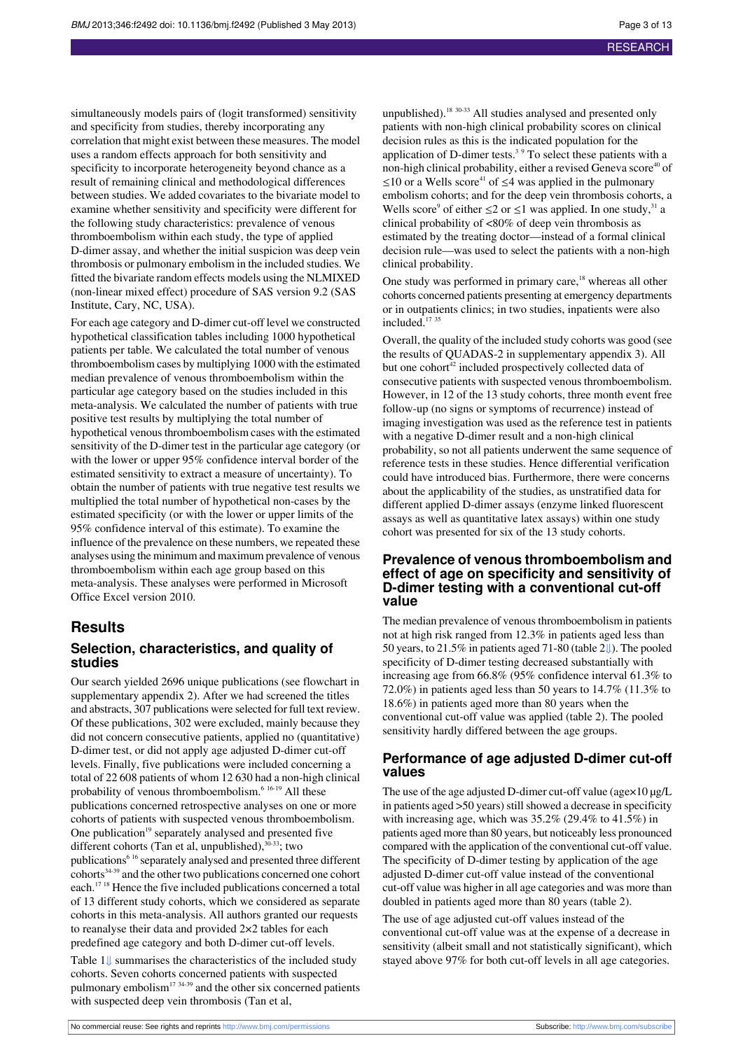simultaneously models pairs of (logit transformed) sensitivity and specificity from studies, thereby incorporating any correlation that might exist between these measures. The model uses a random effects approach for both sensitivity and specificity to incorporate heterogeneity beyond chance as a result of remaining clinical and methodological differences between studies. We added covariates to the bivariate model to examine whether sensitivity and specificity were different for the following study characteristics: prevalence of venous thromboembolism within each study, the type of applied D-dimer assay, and whether the initial suspicion was deep vein thrombosis or pulmonary embolism in the included studies. We fitted the bivariate random effects models using the NLMIXED (non-linear mixed effect) procedure of SAS version 9.2 (SAS Institute, Cary, NC, USA).

For each age category and D-dimer cut-off level we constructed hypothetical classification tables including 1000 hypothetical patients per table. We calculated the total number of venous thromboembolism cases by multiplying 1000 with the estimated median prevalence of venous thromboembolism within the particular age category based on the studies included in this meta-analysis. We calculated the number of patients with true positive test results by multiplying the total number of hypothetical venous thromboembolism cases with the estimated sensitivity of the D-dimer test in the particular age category (or with the lower or upper 95% confidence interval border of the estimated sensitivity to extract a measure of uncertainty). To obtain the number of patients with true negative test results we multiplied the total number of hypothetical non-cases by the estimated specificity (or with the lower or upper limits of the 95% confidence interval of this estimate). To examine the influence of the prevalence on these numbers, we repeated these analyses using the minimum and maximum prevalence of venous thromboembolism within each age group based on this meta-analysis. These analyses were performed in Microsoft Office Excel version 2010.

## Results

### Selection, characteristics, and quality of studies

Our search yielded 2696 unique publications (see flowchart in supplementary appendix 2). After we had screened the titles and abstracts, 307 publications were selected for full text review. Of these publications, 302 were excluded, mainly because they did not concern consecutive patients, applied no (quantitative) D-dimer test, or did not apply age adjusted D-dimer cut-off levels. Finally, five publications were included concerning a total of 22 608 patients of whom 12 630 had a non-high clinical probability of venous thromboembolism.[6 16-19] All these publications concerned retrospective analyses on one or more cohorts of patients with suspected venous thromboembolism. One publication[19] separately analysed and presented five different cohorts (Tan et al, unpublished),[30-33]; two publications[6 16] separately analysed and presented three different cohorts[34-39] and the other two publications concerned one cohort each.[17 18] Hence the five included publications concerned a total of 13 different study cohorts, which we considered as separate cohorts in this meta-analysis. All authors granted our requests to reanalyse their data and provided 2×2 tables for each predefined age category and both D-dimer cut-off levels.

Table 1 summarises the characteristics of the included study cohorts. Seven cohorts concerned patients with suspected pulmonary embolism[17 34-39] and the other six concerned patients with suspected deep vein thrombosis (Tan et al, unpublished).[18 30-33] All studies analysed and presented only patients with non-high clinical probability scores on clinical decision rules as this is the indicated population for the application of D-dimer tests.[3 9] To select these patients with a non-high clinical probability, either a revised Geneva score[40] of ≤10 or a Wells score[41] of ≤4 was applied in the pulmonary embolism cohorts; and for the deep vein thrombosis cohorts, a Wells score[9] of either ≤2 or ≤1 was applied. In one study,[31] a clinical probability of <80% of deep vein thrombosis as estimated by the treating doctor—instead of a formal clinical decision rule—was used to select the patients with a non-high clinical probability.

One study was performed in primary care,[18] whereas all other cohorts concerned patients presenting at emergency departments or in outpatients clinics; in two studies, inpatients were also included.[17 35]

Overall, the quality of the included study cohorts was good (see the results of QUADAS-2 in supplementary appendix 3). All but one cohort[42] included prospectively collected data of consecutive patients with suspected venous thromboembolism. However, in 12 of the 13 study cohorts, three month event free follow-up (no signs or symptoms of recurrence) instead of imaging investigation was used as the reference test in patients with a negative D-dimer result and a non-high clinical probability, so not all patients underwent the same sequence of reference tests in these studies. Hence differential verification could have introduced bias. Furthermore, there were concerns about the applicability of the studies, as unstratified data for different applied D-dimer assays (enzyme linked fluorescent assays as well as quantitative latex assays) within one study cohort was presented for six of the 13 study cohorts.

### Prevalence of venous thromboembolism and effect of age on specificity and sensitivity of D-dimer testing with a conventional cut-off value

The median prevalence of venous thromboembolism in patients not at high risk ranged from 12.3% in patients aged less than 50 years, to 21.5% in patients aged 71-80 (table 2). The pooled specificity of D-dimer testing decreased substantially with increasing age from 66.8% (95% confidence interval 61.3% to 72.0%) in patients aged less than 50 years to 14.7% (11.3% to 18.6%) in patients aged more than 80 years when the conventional cut-off value was applied (table 2). The pooled sensitivity hardly differed between the age groups.

### Performance of age adjusted D-dimer cut-off values

The use of the age adjusted D-dimer cut-off value (age×10 μg/L in patients aged >50 years) still showed a decrease in specificity with increasing age, which was 35.2% (29.4% to 41.5%) in patients aged more than 80 years, but noticeably less pronounced compared with the application of the conventional cut-off value. The specificity of D-dimer testing by application of the age adjusted D-dimer cut-off value instead of the conventional cut-off value was higher in all age categories and was more than doubled in patients aged more than 80 years (table 2).

The use of age adjusted cut-off values instead of the conventional cut-off value was at the expense of a decrease in sensitivity (albeit small and not statistically significant), which stayed above 97% for both cut-off levels in all age categories.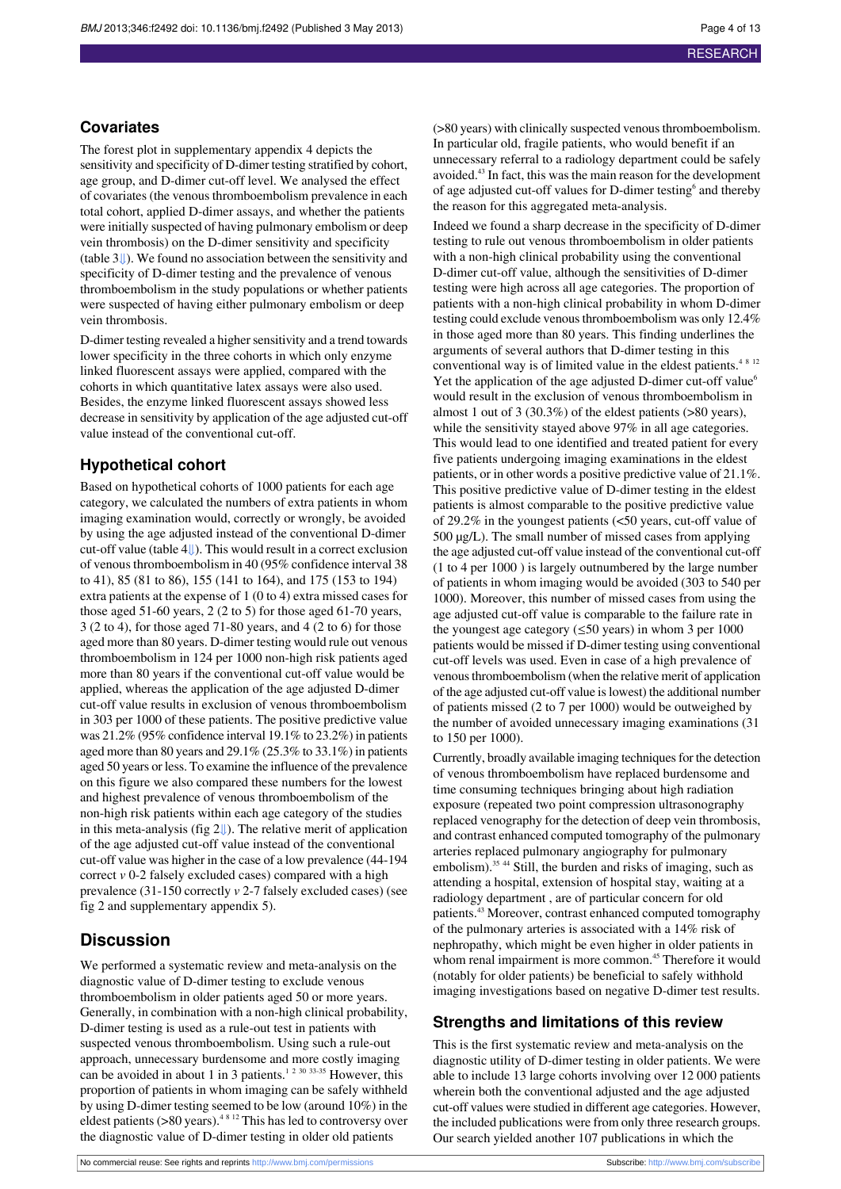## Covariates

The forest plot in supplementary appendix 4 depicts the sensitivity and specificity of D-dimer testing stratified by cohort, age group, and D-dimer cut-off level. We analysed the effect of covariates (the venous thromboembolism prevalence in each total cohort, applied D-dimer assays, and whether the patients were initially suspected of having pulmonary embolism or deep vein thrombosis) on the D-dimer sensitivity and specificity (table 3⇓). We found no association between the sensitivity and specificity of D-dimer testing and the prevalence of venous thromboembolism in the study populations or whether patients were suspected of having either pulmonary embolism or deep vein thrombosis.

D-dimer testing revealed a higher sensitivity and a trend towards lower specificity in the three cohorts in which only enzyme linked fluorescent assays were applied, compared with the cohorts in which quantitative latex assays were also used. Besides, the enzyme linked fluorescent assays showed less decrease in sensitivity by application of the age adjusted cut-off value instead of the conventional cut-off.

## Hypothetical cohort

Based on hypothetical cohorts of 1000 patients for each age category, we calculated the numbers of extra patients in whom imaging examination would, correctly or wrongly, be avoided by using the age adjusted instead of the conventional D-dimer cut-off value (table 4⇓). This would result in a correct exclusion of venous thromboembolism in 40 (95% confidence interval 38 to 41), 85 (81 to 86), 155 (141 to 164), and 175 (153 to 194) extra patients at the expense of 1 (0 to 4) extra missed cases for those aged 51-60 years, 2 (2 to 5) for those aged 61-70 years, 3 (2 to 4), for those aged 71-80 years, and 4 (2 to 6) for those aged more than 80 years. D-dimer testing would rule out venous thromboembolism in 124 per 1000 non-high risk patients aged more than 80 years if the conventional cut-off value would be applied, whereas the application of the age adjusted D-dimer cut-off value results in exclusion of venous thromboembolism in 303 per 1000 of these patients. The positive predictive value was 21.2% (95% confidence interval 19.1% to 23.2%) in patients aged more than 80 years and 29.1% (25.3% to 33.1%) in patients aged 50 years or less. To examine the influence of the prevalence on this figure we also compared these numbers for the lowest and highest prevalence of venous thromboembolism of the non-high risk patients within each age category of the studies in this meta-analysis (fig 2⇓). The relative merit of application of the age adjusted cut-off value instead of the conventional cut-off value was higher in the case of a low prevalence (44-194 correct *v* 0-2 falsely excluded cases) compared with a high prevalence (31-150 correctly *v* 2-7 falsely excluded cases) (see fig 2 and supplementary appendix 5).

## Discussion

We performed a systematic review and meta-analysis on the diagnostic value of D-dimer testing to exclude venous thromboembolism in older patients aged 50 or more years. Generally, in combination with a non-high clinical probability, D-dimer testing is used as a rule-out test in patients with suspected venous thromboembolism. Using such a rule-out approach, unnecessary burdensome and more costly imaging can be avoided in about 1 in 3 patients.[1 2 30 33-35] However, this proportion of patients in whom imaging can be safely withheld by using D-dimer testing seemed to be low (around 10%) in the eldest patients (>80 years).[4 8 12] This has led to controversy over the diagnostic value of D-dimer testing in older old patients (>80 years) with clinically suspected venous thromboembolism. In particular old, fragile patients, who would benefit if an unnecessary referral to a radiology department could be safely avoided.[43] In fact, this was the main reason for the development of age adjusted cut-off values for D-dimer testing[6] and thereby the reason for this aggregated meta-analysis.

Indeed we found a sharp decrease in the specificity of D-dimer testing to rule out venous thromboembolism in older patients with a non-high clinical probability using the conventional D-dimer cut-off value, although the sensitivities of D-dimer testing were high across all age categories. The proportion of patients with a non-high clinical probability in whom D-dimer testing could exclude venous thromboembolism was only 12.4% in those aged more than 80 years. This finding underlines the arguments of several authors that D-dimer testing in this conventional way is of limited value in the eldest patients.[4 8 12] Yet the application of the age adjusted D-dimer cut-off value[6] would result in the exclusion of venous thromboembolism in almost 1 out of 3 (30.3%) of the eldest patients (>80 years), while the sensitivity stayed above 97% in all age categories. This would lead to one identified and treated patient for every five patients undergoing imaging examinations in the eldest patients, or in other words a positive predictive value of 21.1%. This positive predictive value of D-dimer testing in the eldest patients is almost comparable to the positive predictive value of 29.2% in the youngest patients (<50 years, cut-off value of 500 µg/L). The small number of missed cases from applying the age adjusted cut-off value instead of the conventional cut-off (1 to 4 per 1000 ) is largely outnumbered by the large number of patients in whom imaging would be avoided (303 to 540 per 1000). Moreover, this number of missed cases from using the age adjusted cut-off value is comparable to the failure rate in the youngest age category (≤50 years) in whom 3 per 1000 patients would be missed if D-dimer testing using conventional cut-off levels was used. Even in case of a high prevalence of venous thromboembolism (when the relative merit of application of the age adjusted cut-off value is lowest) the additional number of patients missed (2 to 7 per 1000) would be outweighed by the number of avoided unnecessary imaging examinations (31 to 150 per 1000).

Currently, broadly available imaging techniques for the detection of venous thromboembolism have replaced burdensome and time consuming techniques bringing about high radiation exposure (repeated two point compression ultrasonography replaced venography for the detection of deep vein thrombosis, and contrast enhanced computed tomography of the pulmonary arteries replaced pulmonary angiography for pulmonary embolism).[35 44] Still, the burden and risks of imaging, such as attending a hospital, extension of hospital stay, waiting at a radiology department , are of particular concern for old patients.[43] Moreover, contrast enhanced computed tomography of the pulmonary arteries is associated with a 14% risk of nephropathy, which might be even higher in older patients in whom renal impairment is more common.[45] Therefore it would (notably for older patients) be beneficial to safely withhold imaging investigations based on negative D-dimer test results.

## Strengths and limitations of this review

This is the first systematic review and meta-analysis on the diagnostic utility of D-dimer testing in older patients. We were able to include 13 large cohorts involving over 12 000 patients wherein both the conventional adjusted and the age adjusted cut-off values were studied in different age categories. However, the included publications were from only three research groups. Our search yielded another 107 publications in which the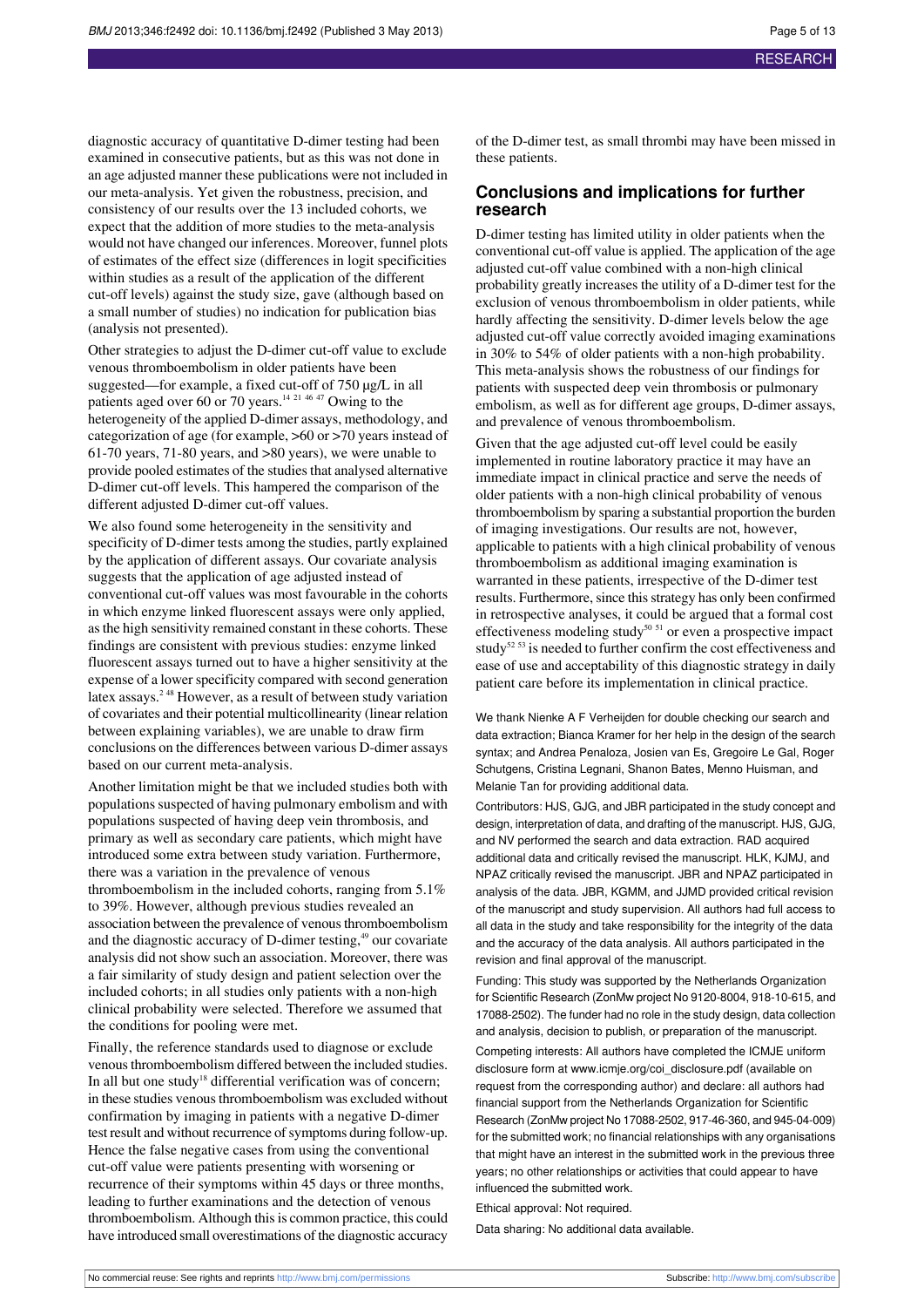diagnostic accuracy of quantitative D-dimer testing had been examined in consecutive patients, but as this was not done in an age adjusted manner these publications were not included in our meta-analysis. Yet given the robustness, precision, and consistency of our results over the 13 included cohorts, we expect that the addition of more studies to the meta-analysis would not have changed our inferences. Moreover, funnel plots of estimates of the effect size (differences in logit specificities within studies as a result of the application of the different cut-off levels) against the study size, gave (although based on a small number of studies) no indication for publication bias (analysis not presented).

Other strategies to adjust the D-dimer cut-off value to exclude venous thromboembolism in older patients have been suggested—for example, a fixed cut-off of 750 µg/L in all patients aged over 60 or 70 years.[14 21 46 47] Owing to the heterogeneity of the applied D-dimer assays, methodology, and categorization of age (for example, >60 or >70 years instead of 61-70 years, 71-80 years, and >80 years), we were unable to provide pooled estimates of the studies that analysed alternative D-dimer cut-off levels. This hampered the comparison of the different adjusted D-dimer cut-off values.

We also found some heterogeneity in the sensitivity and specificity of D-dimer tests among the studies, partly explained by the application of different assays. Our covariate analysis suggests that the application of age adjusted instead of conventional cut-off values was most favourable in the cohorts in which enzyme linked fluorescent assays were only applied, as the high sensitivity remained constant in these cohorts. These findings are consistent with previous studies: enzyme linked fluorescent assays turned out to have a higher sensitivity at the expense of a lower specificity compared with second generation latex assays.[2 48] However, as a result of between study variation of covariates and their potential multicollinearity (linear relation between explaining variables), we are unable to draw firm conclusions on the differences between various D-dimer assays based on our current meta-analysis.

Another limitation might be that we included studies both with populations suspected of having pulmonary embolism and with populations suspected of having deep vein thrombosis, and primary as well as secondary care patients, which might have introduced some extra between study variation. Furthermore, there was a variation in the prevalence of venous thromboembolism in the included cohorts, ranging from 5.1% to 39%. However, although previous studies revealed an association between the prevalence of venous thromboembolism and the diagnostic accuracy of D-dimer testing,[49] our covariate analysis did not show such an association. Moreover, there was a fair similarity of study design and patient selection over the included cohorts; in all studies only patients with a non-high clinical probability were selected. Therefore we assumed that the conditions for pooling were met.

Finally, the reference standards used to diagnose or exclude venous thromboembolism differed between the included studies. In all but one study[18] differential verification was of concern; in these studies venous thromboembolism was excluded without confirmation by imaging in patients with a negative D-dimer test result and without recurrence of symptoms during follow-up. Hence the false negative cases from using the conventional cut-off value were patients presenting with worsening or recurrence of their symptoms within 45 days or three months, leading to further examinations and the detection of venous thromboembolism. Although this is common practice, this could have introduced small overestimations of the diagnostic accuracy of the D-dimer test, as small thrombi may have been missed in these patients.

## Conclusions and implications for further research

D-dimer testing has limited utility in older patients when the conventional cut-off value is applied. The application of the age adjusted cut-off value combined with a non-high clinical probability greatly increases the utility of a D-dimer test for the exclusion of venous thromboembolism in older patients, while hardly affecting the sensitivity. D-dimer levels below the age adjusted cut-off value correctly avoided imaging examinations in 30% to 54% of older patients with a non-high probability. This meta-analysis shows the robustness of our findings for patients with suspected deep vein thrombosis or pulmonary embolism, as well as for different age groups, D-dimer assays, and prevalence of venous thromboembolism.

Given that the age adjusted cut-off level could be easily implemented in routine laboratory practice it may have an immediate impact in clinical practice and serve the needs of older patients with a non-high clinical probability of venous thromboembolism by sparing a substantial proportion the burden of imaging investigations. Our results are not, however, applicable to patients with a high clinical probability of venous thromboembolism as additional imaging examination is warranted in these patients, irrespective of the D-dimer test results. Furthermore, since this strategy has only been confirmed in retrospective analyses, it could be argued that a formal cost effectiveness modeling study[50 51] or even a prospective impact study[52 53] is needed to further confirm the cost effectiveness and ease of use and acceptability of this diagnostic strategy in daily patient care before its implementation in clinical practice.

We thank Nienke A F Verheijden for double checking our search and data extraction; Bianca Kramer for her help in the design of the search syntax; and Andrea Penaloza, Josien van Es, Gregoire Le Gal, Roger Schutgens, Cristina Legnani, Shanon Bates, Menno Huisman, and Melanie Tan for providing additional data.

Contributors: HJS, GJG, and JBR participated in the study concept and design, interpretation of data, and drafting of the manuscript. HJS, GJG, and NV performed the search and data extraction. RAD acquired additional data and critically revised the manuscript. HLK, KJMJ, and NPAZ critically revised the manuscript. JBR and NPAZ participated in analysis of the data. JBR, KGMM, and JJMD provided critical revision of the manuscript and study supervision. All authors had full access to all data in the study and take responsibility for the integrity of the data and the accuracy of the data analysis. All authors participated in the revision and final approval of the manuscript.

Funding: This study was supported by the Netherlands Organization for Scientific Research (ZonMw project No 9120-8004, 918-10-615, and 17088-2502). The funder had no role in the study design, data collection and analysis, decision to publish, or preparation of the manuscript.

Competing interests: All authors have completed the ICMJE uniform disclosure form at www.icmje.org/coi_disclosure.pdf (available on request from the corresponding author) and declare: all authors had financial support from the Netherlands Organization for Scientific Research (ZonMw project No 17088-2502, 917-46-360, and 945-04-009) for the submitted work; no financial relationships with any organisations that might have an interest in the submitted work in the previous three years; no other relationships or activities that could appear to have influenced the submitted work.

Ethical approval: Not required.

Data sharing: No additional data available.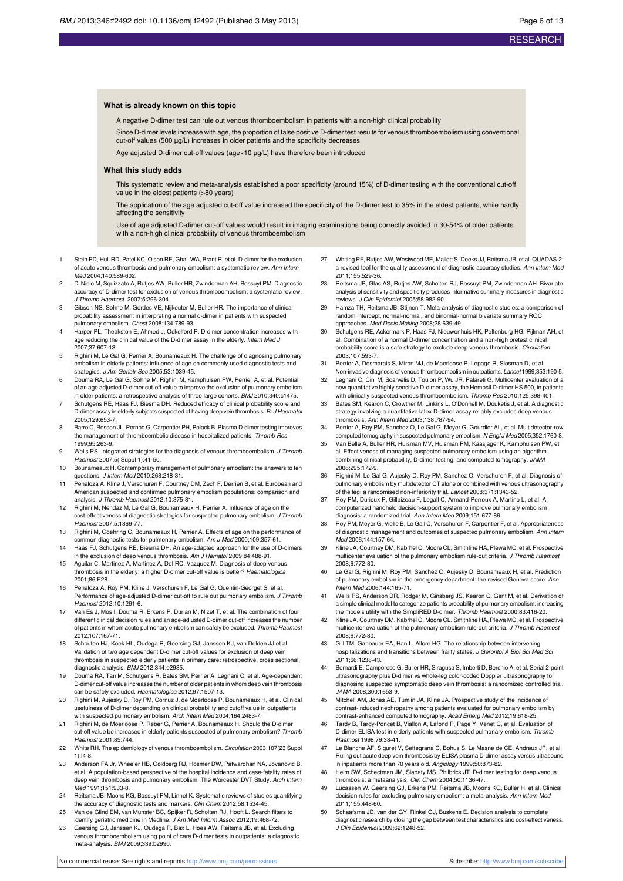### What is already known on this topic

A negative D-dimer test can rule out venous thromboembolism in patients with a non-high clinical probability

Since D-dimer levels increase with age, the proportion of false positive D-dimer test results for venous thromboembolism using conventional cut-off values (500 µg/L) increases in older patients and the specificity decreases

Age adjusted D-dimer cut-off values (age×10 µg/L) have therefore been introduced

### What this study adds

This systematic review and meta-analysis established a poor specificity (around 15%) of D-dimer testing with the conventional cut-off value in the eldest patients (>80 years)

The application of the age adjusted cut-off value increased the specificity of the D-dimer test to 35% in the eldest patients, while hardly affecting the sensitivity

Use of age adjusted D-dimer cut-off values would result in imaging examinations being correctly avoided in 30-54% of older patients with a non-high clinical probability of venous thromboembolism

1. Stein PD, Hull RD, Patel KC, Olson RE, Ghali WA, Brant R, et al. D-dimer for the exclusion of acute venous thrombosis and pulmonary embolism: a systematic review. *Ann Intern Med* 2004;140:589-602.
2. Di Nisio M, Squizzato A, Rutjes AW, Buller HR, Zwinderman AH, Bossuyt PM. Diagnostic accuracy of D-dimer test for exclusion of venous thromboembolism: a systematic review. *J Thromb Haemost* 2007;5:296-304.
3. Gibson NS, Sohne M, Gerdes VE, Nijkeuter M, Buller HR. The importance of clinical probability assessment in interpreting a normal d-dimer in patients with suspected pulmonary embolism. *Chest* 2008;134:789-93.
4. Harper PL, Theakston E, Ahmed J, Ockelford P. D-dimer concentration increases with age reducing the clinical value of the D-dimer assay in the elderly. *Intern Med J* 2007;37:607-13.
5. Righini M, Le Gal G, Perrier A, Bounameaux H. The challenge of diagnosing pulmonary embolism in elderly patients: influence of age on commonly used diagnostic tests and strategies. *J Am Geriatr Soc* 2005;53:1039-45.
6. Douma RA, Le Gal G, Sohne M, Righini M, Kamphuisen PW, Perrier A, et al. Potential of an age adjusted D-dimer cut-off value to improve the exclusion of pulmonary embolism in older patients: a retrospective analysis of three large cohorts. *BMJ* 2010;340:c1475.
7. Schutgens RE, Haas FJ, Biesma DH. Reduced efficacy of clinical probability score and D-dimer assay in elderly subjects suspected of having deep vein thrombosis. *Br J Haematol* 2005;129:653-7.
8. Barro C, Bosson JL, Pernod G, Carpentier PH, Polack B. Plasma D-dimer testing improves the management of thromboembolic disease in hospitalized patients. *Thromb Res* 1999;95:263-9.
9. Wells PS. Integrated strategies for the diagnosis of venous thromboembolism. *J Thromb Haemost* 2007;5( Suppl 1):41-50.
10. Bounameaux H. Contemporary management of pulmonary embolism: the answers to ten questions. *J Intern Med* 2010;268:218-31.
11. Penaloza A, Kline J, Verschuren F, Courtney DM, Zech F, Derrien B, et al. European and American suspected and confirmed pulmonary embolism populations: comparison and analysis. *J Thromb Haemost* 2012;10:375-81.
12. Righini M, Nendaz M, Le Gal G, Bounameaux H, Perrier A. Influence of age on the cost-effectiveness of diagnostic strategies for suspected pulmonary embolism. *J Thromb Haemost* 2007;5:1869-77.
13. Righini M, Goehring C, Bounameaux H, Perrier A. Effects of age on the performance of common diagnostic tests for pulmonary embolism. *Am J Med* 2000;109:357-61.
14. Haas FJ, Schutgens RE, Biesma DH. An age-adapted approach for the use of D-dimers in the exclusion of deep venous thrombosis. *Am J Hematol* 2009;84:488-91.
15. Aguilar C, Martinez A, Martinez A, Del RC, Vazquez M. Diagnosis of deep venous thrombosis in the elderly: a higher D-dimer cut-off value is better? *Haematologica* 2001;86:E28.
16. Penaloza A, Roy PM, Kline J, Verschuren F, Le Gal G, Quentin-Georget S, et al. Performance of age-adjusted D-dimer cut-off to rule out pulmonary embolism. *J Thromb Haemost* 2012;10:1291-6.
17. Van Es J, Mos I, Douma R, Erkens P, Durian M, Nizet T, et al. The combination of four different clinical decision rules and an age-adjusted D-dimer cut-off increases the number of patients in whom acute pulmonary embolism can safely be excluded. *Thromb Haemost* 2012;107:167-71.
18. Schouten HJ, Koek HL, Oudega R, Geersing GJ, Janssen KJ, van Delden JJ et al. Validation of two age dependent D-dimer cut-off values for exclusion of deep vein thrombosis in suspected elderly patients in primary care: retrospective, cross sectional, diagnostic analysis. *BMJ* 2012;344:e2985.
19. Douma RA, Tan M, Schutgens RE, Bates SM, Perrier A, Legnani C, et al. Age-dependent D-dimer cut-off value increases the number of older patients in whom deep vein thrombosis can be safely excluded. *Haematologica* 2012;97:1507-13.
20. Righini M, Aujesky D, Roy PM, Cornuz J, de Moerloose P, Bounameaux H, et al. Clinical usefulness of D-dimer depending on clinical probability and cutoff value in outpatients with suspected pulmonary embolism. *Arch Intern Med* 2004;164:2483-7.
21. Righini M, de Moerloose P, Reber G, Perrier A, Bounameaux H. Should the D-dimer cut-off value be increased in elderly patients suspected of pulmonary embolism? *Thromb Haemost* 2001;85:744.
22. White RH. The epidemiology of venous thromboembolism. *Circulation* 2003;107(23 Suppl 1):I4-8.
23. Anderson FA Jr, Wheeler HB, Goldberg RJ, Hosmer DW, Patwardhan NA, Jovanovic B, et al. A population-based perspective of the hospital incidence and case-fatality rates of deep vein thrombosis and pulmonary embolism. The Worcester DVT Study. *Arch Intern Med* 1991;151:933-8.
24. Reitsma JB, Moons KG, Bossuyt PM, Linnet K. Systematic reviews of studies quantifying the accuracy of diagnostic tests and markers. *Clin Chem* 2012;58:1534-45.
25. Van de Glind EM, van Munster BC, Spijker R, Scholten RJ, Hooft L. Search filters to identify geriatric medicine in Medline. *J Am Med Inform Assoc* 2012;19:468-72.
26. Geersing GJ, Janssen KJ, Oudega R, Bax L, Hoes AW, Reitsma JB, et al. Excluding venous thromboembolism using point of care D-dimer tests in outpatients: a diagnostic meta-analysis. *BMJ* 2009;339:b2990.
27. Whiting PF, Rutjes AW, Westwood ME, Mallett S, Deeks JJ, Reitsma JB, et al. QUADAS-2: a revised tool for the quality assessment of diagnostic accuracy studies. *Ann Intern Med* 2011;155:529-36.
28. Reitsma JB, Glas AS, Rutjes AW, Scholten RJ, Bossuyt PM, Zwinderman AH. Bivariate analysis of sensitivity and specificity produces informative summary measures in diagnostic reviews. *J Clin Epidemiol* 2005;58:982-90.
29. Hamza TH, Reitsma JB, Stijnen T. Meta-analysis of diagnostic studies: a comparison of random intercept, normal-normal, and binomial-normal bivariate summary ROC approaches. *Med Decis Making* 2008;28:639-49.
30. Schutgens RE, Ackermark P, Haas FJ, Nieuwenhuis HK, Peltenburg HG, Pijlman AH, et al. Combination of a normal D-dimer concentration and a non-high pretest clinical probability score is a safe strategy to exclude deep venous thrombosis. *Circulation* 2003;107:593-7.
31. Perrier A, Desmarais S, Miron MJ, de Moerloose P, Lepage R, Slosman D, et al. Non-invasive diagnosis of venous thromboembolism in outpatients. *Lancet* 1999;353:190-5.
32. Legnani C, Cini M, Scarvelis D, Toulon P, Wu JR, Palareti G. Multicenter evaluation of a new quantitative highly sensitive D-dimer assay, the Hemosil D-dimer HS 500, in patients with clinically suspected venous thromboembolism. *Thromb Res* 2010;125:398-401.
33. Bates SM, Kearon C, Crowther M, Linkins L, O'Donnell M, Douketis J, et al. A diagnostic strategy involving a quantitative latex D-dimer assay reliably excludes deep venous thrombosis. *Ann Intern Med* 2003;138:787-94.
34. Perrier A, Roy PM, Sanchez O, Le Gal G, Meyer G, Gourdier AL, et al. Multidetector-row computed tomography in suspected pulmonary embolism. *N Engl J Med* 2005;352:1760-8.
35. Van Belle A, Buller HR, Huisman MV, Huisman PM, Kaasjager K, Kamphuisen PW, et al. Effectiveness of managing suspected pulmonary embolism using an algorithm combining clinical probability, D-dimer testing, and computed tomography. *JAMA* 2006;295:172-9.
36. Righini M, Le Gal G, Aujesky D, Roy PM, Sanchez O, Verschuren F, et al. Diagnosis of pulmonary embolism by multidetector CT alone or combined with venous ultrasonography of the leg: a randomised non-inferiority trial. *Lancet* 2008;371:1343-52.
37. Roy PM, Durieux P, Gillaizeau F, Legall C, Armand-Perroux A, Martino L, et al. A computerized handheld decision-support system to improve pulmonary embolism diagnosis: a randomized trial. *Ann Intern Med* 2009;151:677-86.
38. Roy PM, Meyer G, Vielle B, Le Gall C, Verschuren F, Carpentier F, et al. Appropriateness of diagnostic management and outcomes of suspected pulmonary embolism. *Ann Intern Med* 2006;144:157-64.
39. Kline JA, Courtney DM, Kabrhel C, Moore CL, Smithline HA, Plewa MC, et al. Prospective multicenter evaluation of the pulmonary embolism rule-out criteria. *J Thromb Haemost* 2008;6:772-80.
40. Le Gal G, Righini M, Roy PM, Sanchez O, Aujesky D, Bounameaux H, et al. Prediction of pulmonary embolism in the emergency department: the revised Geneva score. *Ann Intern Med* 2006;144:165-71.
41. Wells PS, Anderson DR, Rodger M, Ginsberg JS, Kearon C, Gent M, et al. Derivation of a simple clinical model to categorize patients probability of pulmonary embolism: increasing the models utility with the SimpliRED D-dimer. *Thromb Haemost* 2000;83:416-20.
42. Kline JA, Courtney DM, Kabrhel C, Moore CL, Smithline HA, Plewa MC, et al. Prospective multicenter evaluation of the pulmonary embolism rule-out criteria. *J Thromb Haemost* 2008;6:772-80.
43. Gill TM, Gahbauer EA, Han L, Allore HG. The relationship between intervening hospitalizations and transitions between frailty states. *J Gerontol A Biol Sci Med Sci* 2011;66:1238-43.
44. Bernardi E, Camporese G, Buller HR, Siragusa S, Imberti D, Berchio A, et al. Serial 2-point ultrasonography plus D-dimer vs whole-leg color-coded Doppler ultrasonography for diagnosing suspected symptomatic deep vein thrombosis: a randomized controlled trial. *JAMA* 2008;300:1653-9.
45. Mitchell AM, Jones AE, Tumlin JA, Kline JA. Prospective study of the incidence of contrast-induced nephropathy among patients evaluated for pulmonary embolism by contrast-enhanced computed tomography. *Acad Emerg Med* 2012;19:618-25.
46. Tardy B, Tardy-Poncet B, Viallon A, Lafond P, Page Y, Venet C, et al. Evaluation of D-dimer ELISA test in elderly patients with suspected pulmonary embolism. *Thromb Haemost* 1998;79:38-41.
47. Le Blanche AF, Siguret V, Settegrana C, Bohus S, Le Masne de CE, Andreux JP, et al. Ruling out acute deep vein thrombosis by ELISA plasma D-dimer assay versus ultrasound in inpatients more than 70 years old. *Angiology* 1999;50:873-82.
48. Heim SW, Schectman JM, Siadaty MS, Philbrick JT. D-dimer testing for deep venous thrombosis: a metaanalysis. *Clin Chem* 2004;50:1136-47.
49. Lucassen W, Geersing GJ, Erkens PM, Reitsma JB, Moons KG, Buller H, et al. Clinical decision rules for excluding pulmonary embolism: a meta-analysis. *Ann Intern Med* 2011;155:448-60.
50. Schaafsma JD, van der GY, Rinkel GJ, Buskens E. Decision analysis to complete diagnostic research by closing the gap between test characteristics and cost-effectiveness. *J Clin Epidemiol* 2009;62:1248-52.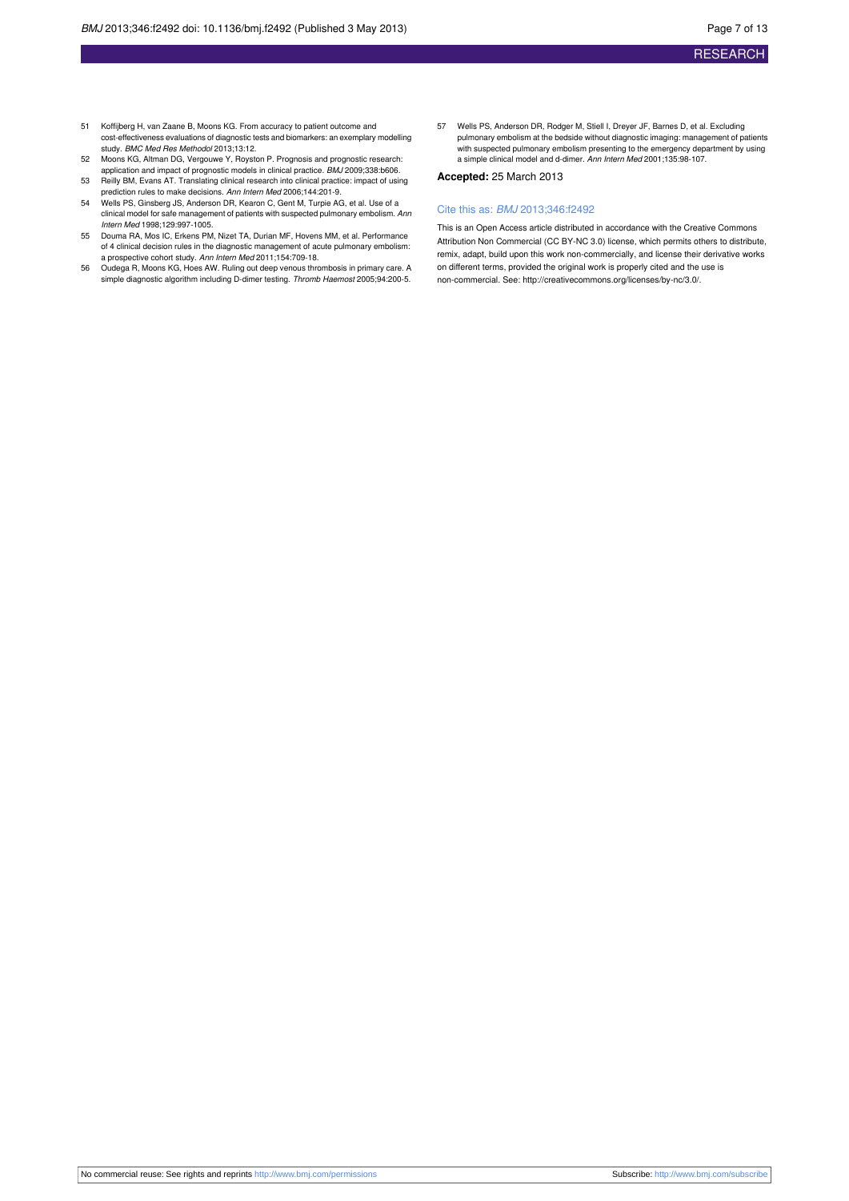51 Koffijberg H, van Zaane B, Moons KG. From accuracy to patient outcome and cost-effectiveness evaluations of diagnostic tests and biomarkers: an exemplary modelling study. *BMC Med Res Methodol* 2013;13:12.

52 Moons KG, Altman DG, Vergouwe Y, Royston P. Prognosis and prognostic research: application and impact of prognostic models in clinical practice. *BMJ* 2009;338:b606.

53 Reilly BM, Evans AT. Translating clinical research into clinical practice: impact of using prediction rules to make decisions. *Ann Intern Med* 2006;144:201-9.

54 Wells PS, Ginsberg JS, Anderson DR, Kearon C, Gent M, Turpie AG, et al. Use of a clinical model for safe management of patients with suspected pulmonary embolism. *Ann Intern Med* 1998;129:997-1005.

55 Douma RA, Mos IC, Erkens PM, Nizet TA, Durian MF, Hovens MM, et al. Performance of 4 clinical decision rules in the diagnostic management of acute pulmonary embolism: a prospective cohort study. *Ann Intern Med* 2011;154:709-18.

56 Oudega R, Moons KG, Hoes AW. Ruling out deep venous thrombosis in primary care. A simple diagnostic algorithm including D-dimer testing. *Thromb Haemost* 2005;94:200-5.

57 Wells PS, Anderson DR, Rodger M, Stiell I, Dreyer JF, Barnes D, et al. Excluding pulmonary embolism at the bedside without diagnostic imaging: management of patients with suspected pulmonary embolism presenting to the emergency department by using a simple clinical model and d-dimer. *Ann Intern Med* 2001;135:98-107.

**Accepted:** 25 March 2013

Cite this as: *BMJ* 2013;346:f2492

This is an Open Access article distributed in accordance with the Creative Commons Attribution Non Commercial (CC BY-NC 3.0) license, which permits others to distribute, remix, adapt, build upon this work non-commercially, and license their derivative works on different terms, provided the original work is properly cited and the use is non-commercial. See: http://creativecommons.org/licenses/by-nc/3.0/.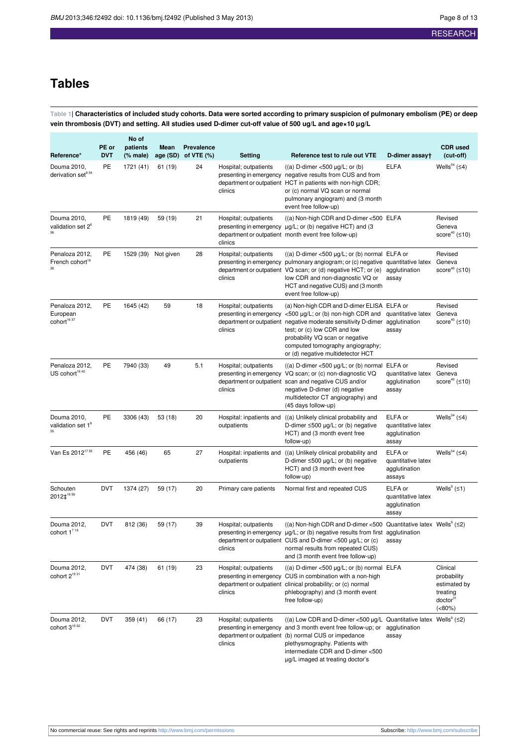# Tables

**Table 1| Characteristics of included study cohorts. Data were sorted according to primary suspicion of pulmonary embolism (PE) or deep vein thrombosis (DVT) and setting. All studies used D-dimer cut-off value of 500 ug/L and age×10 µg/L**

| Reference* | PE or DVT | No of patients (% male) | Mean age (SD) | Prevalence of VTE (%) | Setting | Reference test to rule out VTE | D-dimer assay† | CDR used (cut-off) |
|---|---|---|---|---|---|---|---|---|
| Douma 2010, derivation set[6 34] | PE | 1721 (41) | 61 (19) | 24 | Hospital; outpatients presenting in emergency department or outpatient clinics | ((a) D-dimer <500 µg/L; or (b) negative results from CUS and from HCT in patients with non-high CDR; or (c) normal VQ scan or normal pulmonary angiogram) and (3 month event free follow-up) | ELFA | Wells[54] (≤4) |
| Douma 2010, validation set 2[6 36] | PE | 1819 (49) | 59 (19) | 21 | Hospital; outpatients presenting in emergency department or outpatient clinics | ((a) Non-high CDR and D-dimer <500 µg/L; or (b) negative HCT) and (3 month event free follow-up) | ELFA | Revised Geneva score[40] (≤10) |
| Penaloza 2012, French cohort[16 38] | PE | 1529 (39) | Not given | 28 | Hospital; outpatients presenting in emergency department or outpatient clinics | ((a) D-dimer <500 µg/L; or (b) normal pulmonary angiogram; or (c) negative VQ scan; or (d) negative HCT; or (e) low CDR and non-diagnostic VQ or HCT and negative CUS) and (3 month event free follow-up) | ELFA or quantitative latex agglutination assay | Revised Geneva score[40] (≤10) |
| Penaloza 2012, European cohort[16 37] | PE | 1645 (42) | 59 | 18 | Hospital; outpatients presenting in emergency department or outpatient clinics | (a) Non-high CDR and D-dimer ELISA <500 µg/L; or (b) non-high CDR and negative moderate sensitivity D-dimer test; or (c) low CDR and low probability VQ scan or negative computed tomography angiography; or (d) negative multidetector HCT | ELFA or quantitative latex agglutination assay | Revised Geneva score[40] (≤10) |
| Penaloza 2012, US cohort[16 42] | PE | 7940 (33) | 49 | 5.1 | Hospital; outpatients presenting in emergency department or outpatient clinics | ((a) D-dimer <500 µg/L; or (b) normal VQ scan; or (c) non-diagnostic VQ scan and negative CUS and/or negative D-dimer (d) negative multidetector CT angiography) and (45 days follow-up) | ELFA or quantitative latex agglutination assay | Revised Geneva score[40] (≤10) |
| Douma 2010, validation set 1[6 35] | PE | 3306 (43) | 53 (18) | 20 | Hospital: inpatients and outpatients | ((a) Unlikely clinical probability and D-dimer ≤500 µg/L; or (b) negative HCT) and (3 month event free follow-up) | ELFA or quantitative latex agglutination assay | Wells[54] (≤4) |
| Van Es 2012[17 55] | PE | 456 (46) | 65 | 27 | Hospital: inpatients and outpatients | ((a) Unlikely clinical probability and D-dimer ≤500 µg/L; or (b) negative HCT) and (3 month event free follow-up) | ELFA or quantitative latex agglutination assays | Wells[54] (≤4) |
| Schouten 2012‡[18 56] | DVT | 1374 (27) | 59 (17) | 20 | Primary care patients | Normal first and repeated CUS | ELFA or quantitative latex agglutination assay | Wells[9] (≤1) |
| Douma 2012, cohort 1[7 19] | DVT | 812 (36) | 59 (17) | 39 | Hospital; outpatients presenting in emergency department or outpatient clinics | ((a) Non-high CDR and D-dimer <500 µg/L; or (b) negative results from first CUS and D-dimer <500 µg/L; or (c) normal results from repeated CUS) and (3 month event free follow-up) | Quantitative latex agglutination assay | Wells[9] (≤2) |
| Douma 2012, cohort 2[19 31] | DVT | 474 (38) | 61 (19) | 23 | Hospital; outpatients presenting in emergency department or outpatient clinics | ((a) D-dimer <500 µg/L; or (b) normal CUS in combination with a non-high clinical probability; or (c) normal phlebography) and (3 month event free follow-up) | ELFA | Clinical probability estimated by treating doctor[31] (<80%) |
| Douma 2012, cohort 3[19 32] | DVT | 359 (41) | 66 (17) | 23 | Hospital; outpatients presenting in emergency department or outpatient clinics | ((a) Low CDR and D-dimer <500 µg/L and 3 month event free follow-up; or (b) normal CUS or impedance plethysmography. Patients with intermediate CDR and D-dimer <500 µg/L imaged at treating doctor's | Quantitative latex agglutination assay | Wells[9] (≤2) |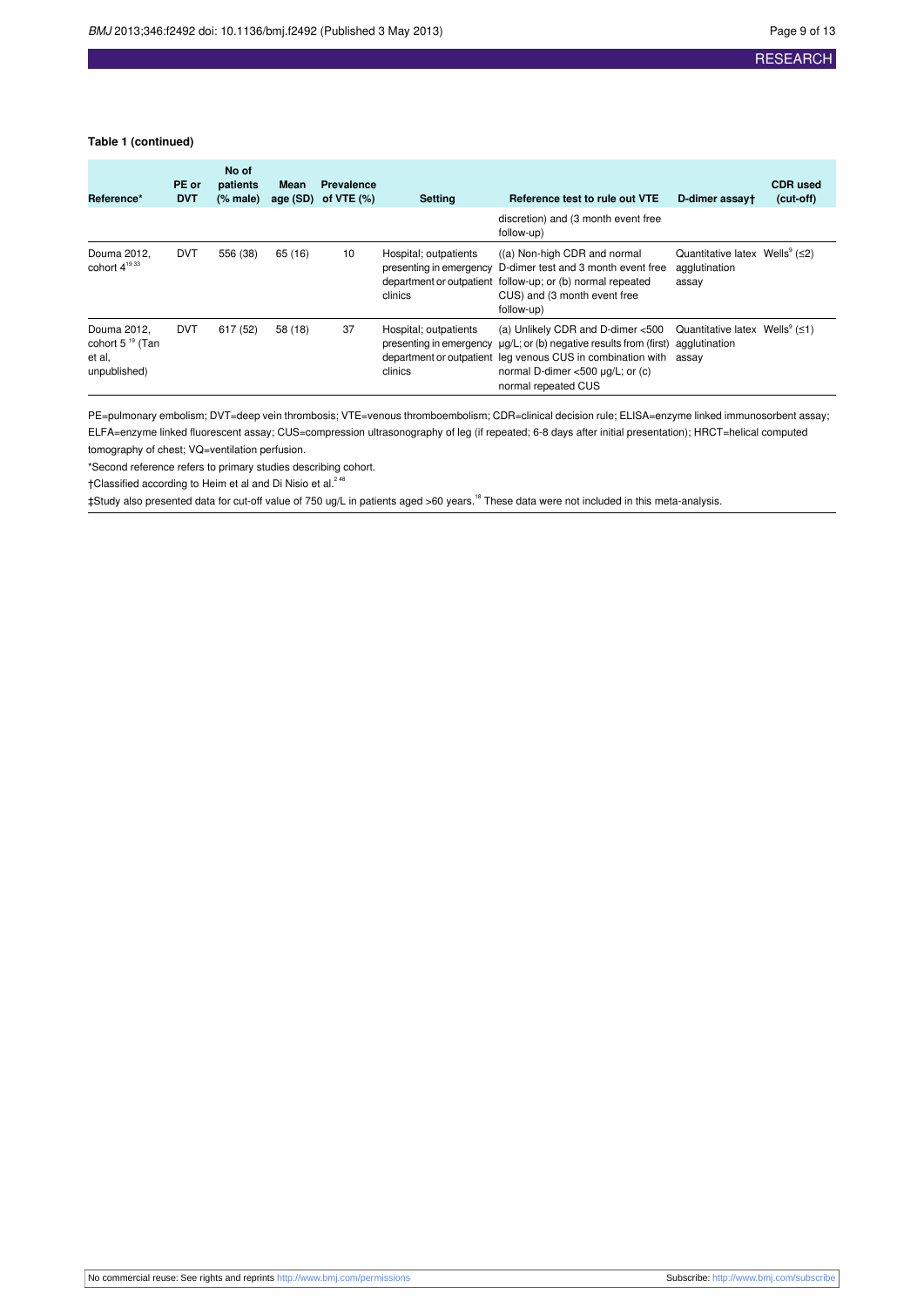**Table 1 (continued)**

| Reference* | PE or DVT | No of patients (% male) | Mean age (SD) | Prevalence of VTE (%) | Setting | Reference test to rule out VTE | D-dimer assay† | CDR used (cut-off) |
|---|---|---|---|---|---|---|---|---|
| | | | | | | discretion) and (3 month event free follow-up) | | |
| Douma 2012, cohort 4[19 33] | DVT | 556 (38) | 65 (16) | 10 | Hospital; outpatients presenting in emergency department or outpatient clinics | ((a) Non-high CDR and normal D-dimer test and 3 month event free follow-up; or (b) normal repeated CUS) and (3 month event free follow-up) | Quantitative latex agglutination assay | Wells[9] (≤2) |
| Douma 2012, cohort 5[19] (Tan et al, unpublished) | DVT | 617 (52) | 58 (18) | 37 | Hospital; outpatients presenting in emergency department or outpatient clinics | (a) Unlikely CDR and D-dimer <500 µg/L; or (b) negative results from (first) leg venous CUS in combination with normal D-dimer <500 µg/L; or (c) normal repeated CUS | Quantitative latex agglutination assay | Wells[9] (≤1) |

PE=pulmonary embolism; DVT=deep vein thrombosis; VTE=venous thromboembolism; CDR=clinical decision rule; ELISA=enzyme linked immunosorbent assay; ELFA=enzyme linked fluorescent assay; CUS=compression ultrasonography of leg (if repeated; 6-8 days after initial presentation); HRCT=helical computed tomography of chest; VQ=ventilation perfusion.

*Second reference refers to primary studies describing cohort.

†Classified according to Heim et al and Di Nisio et al.[2 48]

‡Study also presented data for cut-off value of 750 ug/L in patients aged >60 years.[18] These data were not included in this meta-analysis.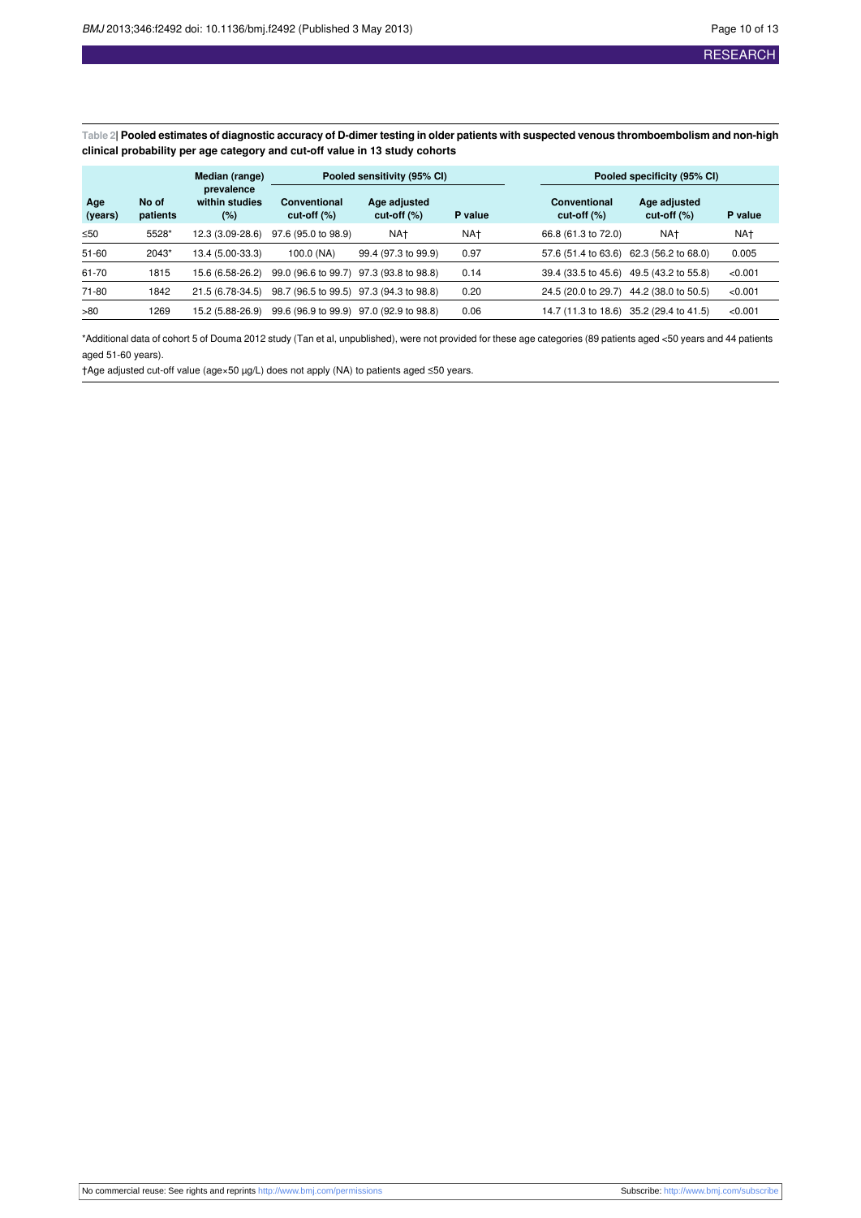**Table 2| Pooled estimates of diagnostic accuracy of D-dimer testing in older patients with suspected venous thromboembolism and non-high clinical probability per age category and cut-off value in 13 study cohorts**

| Age (years) | No of patients | Median (range) prevalence within studies (%) | Pooled sensitivity (95% CI) | | | Pooled specificity (95% CI) | | |
|---|---|---|---|---|---|---|---|---|
| | | | Conventional cut-off (%) | Age adjusted cut-off (%) | P value | Conventional cut-off (%) | Age adjusted cut-off (%) | P value |
| ≤50 | 5528* | 12.3 (3.09-28.6) | 97.6 (95.0 to 98.9) | NA† | NA† | 66.8 (61.3 to 72.0) | NA† | NA† |
| 51-60 | 2043* | 13.4 (5.00-33.3) | 100.0 (NA) | 99.4 (97.3 to 99.9) | 0.97 | 57.6 (51.4 to 63.6) | 62.3 (56.2 to 68.0) | 0.005 |
| 61-70 | 1815 | 15.6 (6.58-26.2) | 99.0 (96.6 to 99.7) | 97.3 (93.8 to 98.8) | 0.14 | 39.4 (33.5 to 45.6) | 49.5 (43.2 to 55.8) | <0.001 |
| 71-80 | 1842 | 21.5 (6.78-34.5) | 98.7 (96.5 to 99.5) | 97.3 (94.3 to 98.8) | 0.20 | 24.5 (20.0 to 29.7) | 44.2 (38.0 to 50.5) | <0.001 |
| >80 | 1269 | 15.2 (5.88-26.9) | 99.6 (96.9 to 99.9) | 97.0 (92.9 to 98.8) | 0.06 | 14.7 (11.3 to 18.6) | 35.2 (29.4 to 41.5) | <0.001 |

*Additional data of cohort 5 of Douma 2012 study (Tan et al, unpublished), were not provided for these age categories (89 patients aged <50 years and 44 patients aged 51-60 years).

†Age adjusted cut-off value (age×50 μg/L) does not apply (NA) to patients aged ≤50 years.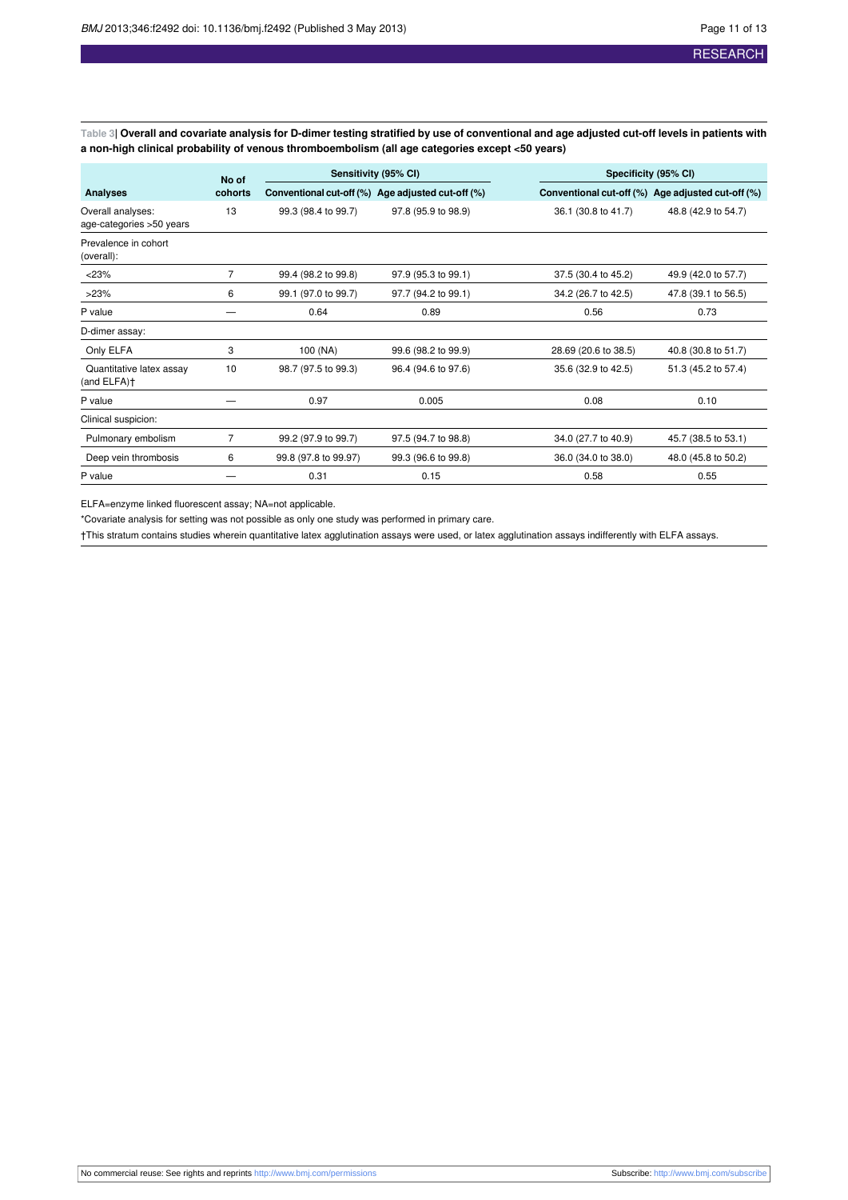**Table 3| Overall and covariate analysis for D-dimer testing stratified by use of conventional and age adjusted cut-off levels in patients with a non-high clinical probability of venous thromboembolism (all age categories except <50 years)**

| Analyses | No of cohorts | Sensitivity (95% CI) | | Specificity (95% CI) | |
|---|---|---|---|---|---|
| | | Conventional cut-off (%) | Age adjusted cut-off (%) | Conventional cut-off (%) | Age adjusted cut-off (%) |
| Overall analyses: age-categories >50 years | 13 | 99.3 (98.4 to 99.7) | 97.8 (95.9 to 98.9) | 36.1 (30.8 to 41.7) | 48.8 (42.9 to 54.7) |
| Prevalence in cohort (overall): | | | | | |
| <23% | 7 | 99.4 (98.2 to 99.8) | 97.9 (95.3 to 99.1) | 37.5 (30.4 to 45.2) | 49.9 (42.0 to 57.7) |
| >23% | 6 | 99.1 (97.0 to 99.7) | 97.7 (94.2 to 99.1) | 34.2 (26.7 to 42.5) | 47.8 (39.1 to 56.5) |
| P value | — | 0.64 | 0.89 | 0.56 | 0.73 |
| D-dimer assay: | | | | | |
| Only ELFA | 3 | 100 (NA) | 99.6 (98.2 to 99.9) | 28.69 (20.6 to 38.5) | 40.8 (30.8 to 51.7) |
| Quantitative latex assay (and ELFA)† | 10 | 98.7 (97.5 to 99.3) | 96.4 (94.6 to 97.6) | 35.6 (32.9 to 42.5) | 51.3 (45.2 to 57.4) |
| P value | — | 0.97 | 0.005 | 0.08 | 0.10 |
| Clinical suspicion: | | | | | |
| Pulmonary embolism | 7 | 99.2 (97.9 to 99.7) | 97.5 (94.7 to 98.8) | 34.0 (27.7 to 40.9) | 45.7 (38.5 to 53.1) |
| Deep vein thrombosis | 6 | 99.8 (97.8 to 99.97) | 99.3 (96.6 to 99.8) | 36.0 (34.0 to 38.0) | 48.0 (45.8 to 50.2) |
| P value | — | 0.31 | 0.15 | 0.58 | 0.55 |

ELFA=enzyme linked fluorescent assay; NA=not applicable.

*Covariate analysis for setting was not possible as only one study was performed in primary care.

†This stratum contains studies wherein quantitative latex agglutination assays were used, or latex agglutination assays indifferently with ELFA assays.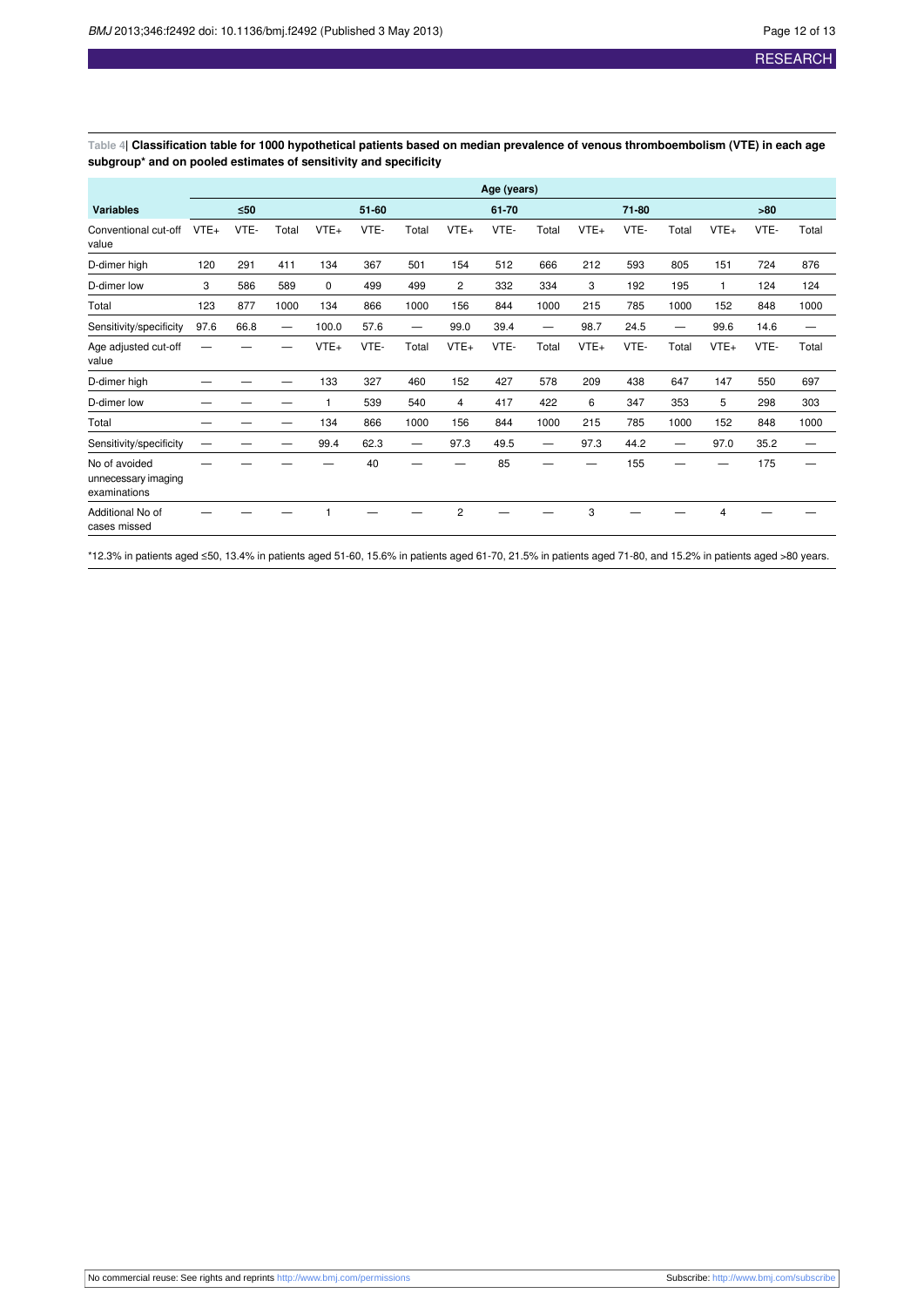**Table 4| Classification table for 1000 hypothetical patients based on median prevalence of venous thromboembolism (VTE) in each age subgroup* and on pooled estimates of sensitivity and specificity**

| | Age (years) | | | | | | | | | | | | | | |
|---|---|---|---|---|---|---|---|---|---|---|---|---|---|---|---|
| **Variables** | **≤50** | | | **51-60** | | | **61-70** | | | **71-80** | | | **>80** | | |
| Conventional cut-off value | VTE+ | VTE- | Total | VTE+ | VTE- | Total | VTE+ | VTE- | Total | VTE+ | VTE- | Total | VTE+ | VTE- | Total |
| D-dimer high | 120 | 291 | 411 | 134 | 367 | 501 | 154 | 512 | 666 | 212 | 593 | 805 | 151 | 724 | 876 |
| D-dimer low | 3 | 586 | 589 | 0 | 499 | 499 | 2 | 332 | 334 | 3 | 192 | 195 | 1 | 124 | 124 |
| Total | 123 | 877 | 1000 | 134 | 866 | 1000 | 156 | 844 | 1000 | 215 | 785 | 1000 | 152 | 848 | 1000 |
| Sensitivity/specificity | 97.6 | 66.8 | — | 100.0 | 57.6 | — | 99.0 | 39.4 | — | 98.7 | 24.5 | — | 99.6 | 14.6 | — |
| Age adjusted cut-off value | — | — | — | VTE+ | VTE- | Total | VTE+ | VTE- | Total | VTE+ | VTE- | Total | VTE+ | VTE- | Total |
| D-dimer high | — | — | — | 133 | 327 | 460 | 152 | 427 | 578 | 209 | 438 | 647 | 147 | 550 | 697 |
| D-dimer low | — | — | — | 1 | 539 | 540 | 4 | 417 | 422 | 6 | 347 | 353 | 5 | 298 | 303 |
| Total | — | — | — | 134 | 866 | 1000 | 156 | 844 | 1000 | 215 | 785 | 1000 | 152 | 848 | 1000 |
| Sensitivity/specificity | — | — | — | 99.4 | 62.3 | — | 97.3 | 49.5 | — | 97.3 | 44.2 | — | 97.0 | 35.2 | — |
| No of avoided unnecessary imaging examinations | — | — | — | — | 40 | — | — | 85 | — | — | 155 | — | — | 175 | — |
| Additional No of cases missed | — | — | — | 1 | — | — | 2 | — | — | 3 | — | — | 4 | — | — |

*12.3% in patients aged ≤50, 13.4% in patients aged 51-60, 15.6% in patients aged 61-70, 21.5% in patients aged 71-80, and 15.2% in patients aged >80 years.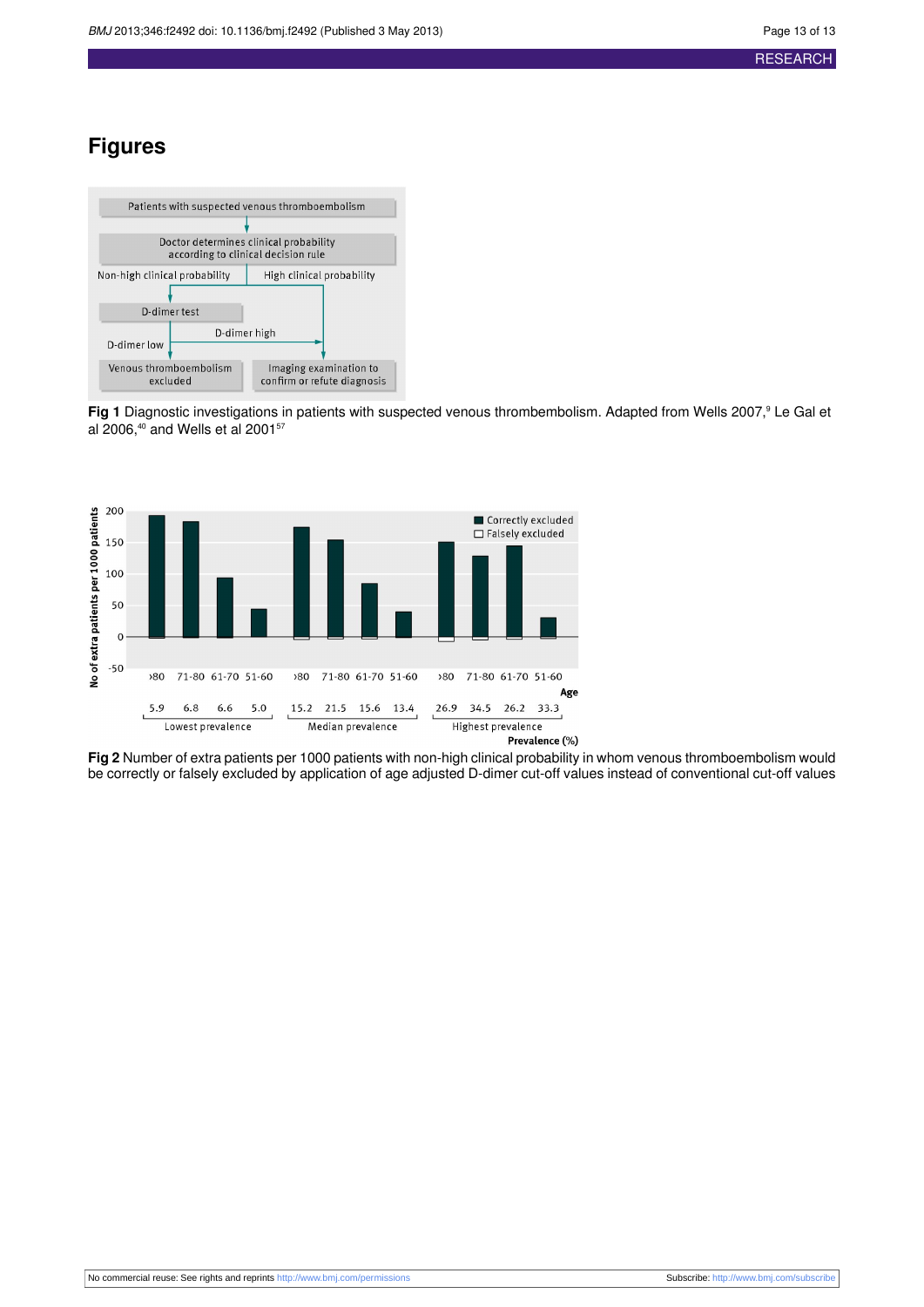# Figures

Patients with suspected venous thromboembolism

Doctor determines clinical probability according to clinical decision rule

Non-high clinical probability

High clinical probability

D-dimer test

D-dimer high

D-dimer low

Venous thromboembolism excluded

Imaging examination to confirm or refute diagnosis

**Fig 1** Diagnostic investigations in patients with suspected venous thromboembolism. Adapted from Wells 2007,[9] Le Gal et al 2006,[40] and Wells et al 2001[57]

No of extra patients per 1000 patients

200

150

100

50

0

-50

Correctly excluded

Falsely excluded

>80 71-80 61-70 51-60 >80 71-80 61-70 51-60 >80 71-80 61-70 51-60

Age

5.9 6.8 6.6 5.0

Lowest prevalence

15.2 21.5 15.6 13.4

Median prevalence

26.9 34.5 26.2 33.3

Highest prevalence

Prevalence (%)

**Fig 2** Number of extra patients per 1000 patients with non-high clinical probability in whom venous thromboembolism would be correctly or falsely excluded by application of age adjusted D-dimer cut-off values instead of conventional cut-off values